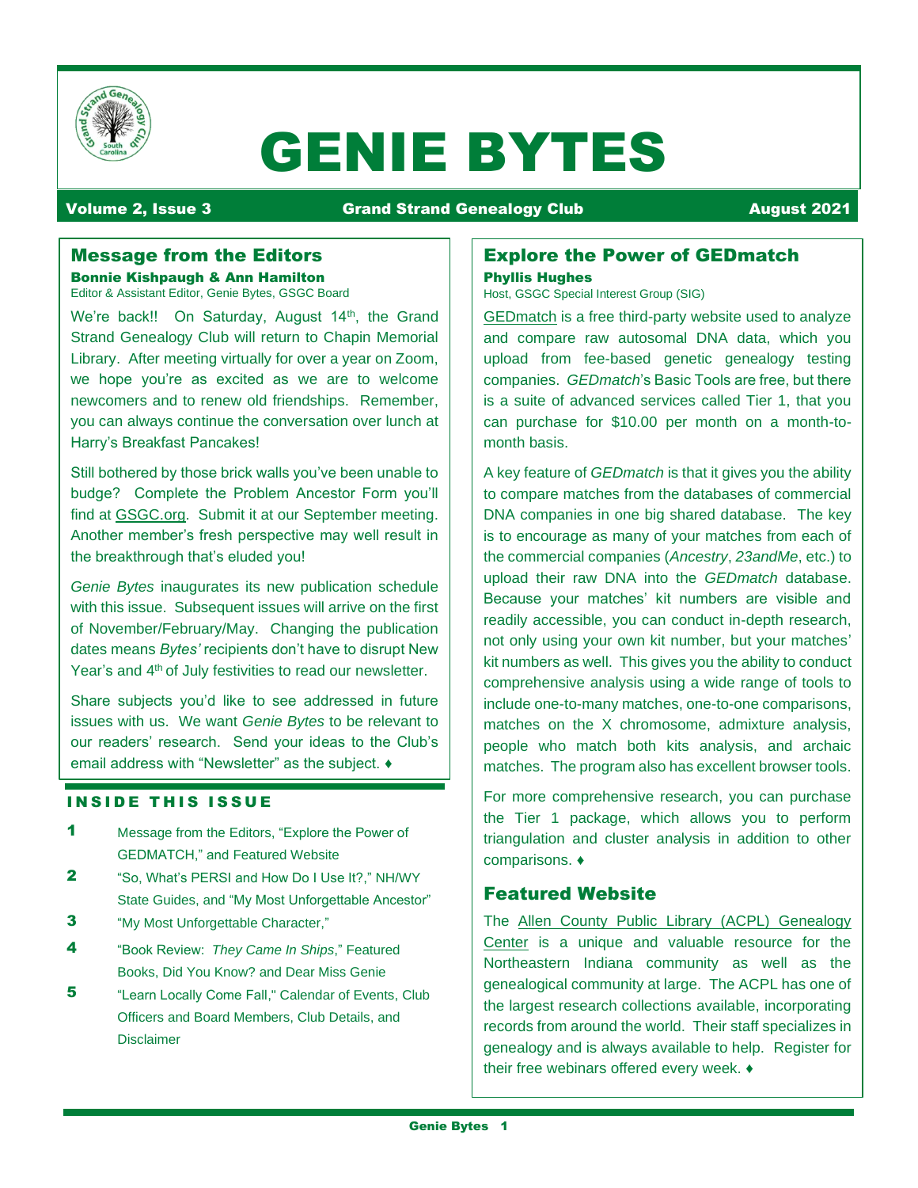# GENIE BYTES

**Volume 2, Issue 3** | **Grand Strand Genealogy Club** | **August 2021**

## Message from the Editors

**Bonnie Kishpaugh & Ann Hamilton**
Editor & Assistant Editor, Genie Bytes, GSGC Board

We're back!! On Saturday, August 14th, the Grand Strand Genealogy Club will return to Chapin Memorial Library. After meeting virtually for over a year on Zoom, we hope you're as excited as we are to welcome newcomers and to renew old friendships. Remember, you can always continue the conversation over lunch at Harry's Breakfast Pancakes!

Still bothered by those brick walls you've been unable to budge? Complete the Problem Ancestor Form you'll find at GSGC.org. Submit it at our September meeting. Another member's fresh perspective may well result in the breakthrough that's eluded you!

*Genie Bytes* inaugurates its new publication schedule with this issue. Subsequent issues will arrive on the first of November/February/May. Changing the publication dates means *Bytes'* recipients don't have to disrupt New Year's and 4th of July festivities to read our newsletter.

Share subjects you'd like to see addressed in future issues with us. We want *Genie Bytes* to be relevant to our readers' research. Send your ideas to the Club's email address with "Newsletter" as the subject. ♦

## INSIDE THIS ISSUE

- **1** Message from the Editors, "Explore the Power of GEDMATCH," and Featured Website
- **2** "So, What's PERSI and How Do I Use It?," NH/WY State Guides, and "My Most Unforgettable Ancestor"
- **3** "My Most Unforgettable Character,"
- **4** "Book Review: *They Came In Ships*," Featured Books, Did You Know? and Dear Miss Genie
- **5** "Learn Locally Come Fall," Calendar of Events, Club Officers and Board Members, Club Details, and Disclaimer

## Explore the Power of GEDmatch

**Phyllis Hughes**
Host, GSGC Special Interest Group (SIG)

GEDmatch is a free third-party website used to analyze and compare raw autosomal DNA data, which you upload from fee-based genetic genealogy testing companies. *GEDmatch*'s Basic Tools are free, but there is a suite of advanced services called Tier 1, that you can purchase for $10.00 per month on a month-to-month basis.

A key feature of *GEDmatch* is that it gives you the ability to compare matches from the databases of commercial DNA companies in one big shared database. The key is to encourage as many of your matches from each of the commercial companies (*Ancestry*, *23andMe*, etc.) to upload their raw DNA into the *GEDmatch* database. Because your matches' kit numbers are visible and readily accessible, you can conduct in-depth research, not only using your own kit number, but your matches' kit numbers as well. This gives you the ability to conduct comprehensive analysis using a wide range of tools to include one-to-many matches, one-to-one comparisons, matches on the X chromosome, admixture analysis, people who match both kits analysis, and archaic matches. The program also has excellent browser tools.

For more comprehensive research, you can purchase the Tier 1 package, which allows you to perform triangulation and cluster analysis in addition to other comparisons. ♦

## Featured Website

The Allen County Public Library (ACPL) Genealogy Center is a unique and valuable resource for the Northeastern Indiana community as well as the genealogical community at large. The ACPL has one of the largest research collections available, incorporating records from around the world. Their staff specializes in genealogy and is always available to help. Register for their free webinars offered every week. ♦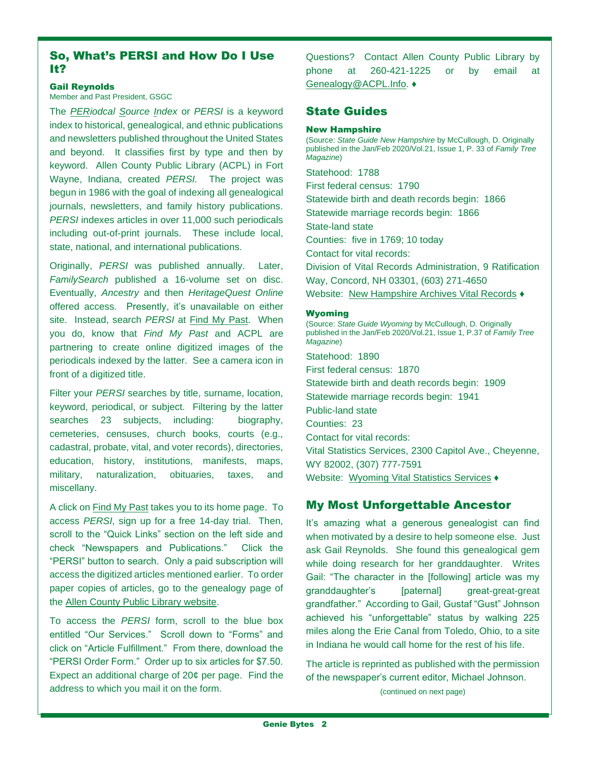## So, What's PERSI and How Do I Use It?

**Gail Reynolds**
Member and Past President, GSGC

The *PERiodcal Source Index* or *PERSI* is a keyword index to historical, genealogical, and ethnic publications and newsletters published throughout the United States and beyond. It classifies first by type and then by keyword. Allen County Public Library (ACPL) in Fort Wayne, Indiana, created *PERSI.* The project was begun in 1986 with the goal of indexing all genealogical journals, newsletters, and family history publications. *PERSI* indexes articles in over 11,000 such periodicals including out-of-print journals. These include local, state, national, and international publications.

Originally, *PERSI* was published annually. Later, *FamilySearch* published a 16-volume set on disc. Eventually, *Ancestry* and then *HeritageQuest Online* offered access. Presently, it's unavailable on either site. Instead, search *PERSI* at Find My Past. When you do, know that *Find My Past* and ACPL are partnering to create online digitized images of the periodicals indexed by the latter. See a camera icon in front of a digitized title.

Filter your *PERSI* searches by title, surname, location, keyword, periodical, or subject. Filtering by the latter searches 23 subjects, including: biography, cemeteries, censuses, church books, courts (e.g., cadastral, probate, vital, and voter records), directories, education, history, institutions, manifests, maps, military, naturalization, obituaries, taxes, and miscellany.

A click on Find My Past takes you to its home page. To access *PERSI*, sign up for a free 14-day trial. Then, scroll to the "Quick Links" section on the left side and check "Newspapers and Publications." Click the "PERSI" button to search. Only a paid subscription will access the digitized articles mentioned earlier. To order paper copies of articles, go to the genealogy page of the Allen County Public Library website.

To access the *PERSI* form, scroll to the blue box entitled "Our Services." Scroll down to "Forms" and click on "Article Fulfillment." From there, download the "PERSI Order Form." Order up to six articles for $7.50. Expect an additional charge of 20¢ per page. Find the address to which you mail it on the form.

Questions? Contact Allen County Public Library by phone at 260-421-1225 or by email at Genealogy@ACPL.Info. ♦

## State Guides

### New Hampshire

(Source: *State Guide New Hampshire* by McCullough, D. Originally published in the Jan/Feb 2020/Vol.21, Issue 1, P. 33 of *Family Tree Magazine*)

Statehood: 1788
First federal census: 1790
Statewide birth and death records begin: 1866
Statewide marriage records begin: 1866
State-land state
Counties: five in 1769; 10 today
Contact for vital records:
Division of Vital Records Administration, 9 Ratification Way, Concord, NH 03301, (603) 271-4650
Website: New Hampshire Archives Vital Records ♦

### Wyoming

(Source: *State Guide Wyoming* by McCullough, D. Originally published in the Jan/Feb 2020/Vol.21, Issue 1, P.37 of *Family Tree Magazine*)

Statehood: 1890
First federal census: 1870
Statewide birth and death records begin: 1909
Statewide marriage records begin: 1941
Public-land state
Counties: 23
Contact for vital records:
Vital Statistics Services, 2300 Capitol Ave., Cheyenne, WY 82002, (307) 777-7591
Website: Wyoming Vital Statistics Services ♦

## My Most Unforgettable Ancestor

It's amazing what a generous genealogist can find when motivated by a desire to help someone else. Just ask Gail Reynolds. She found this genealogical gem while doing research for her granddaughter. Writes Gail: "The character in the [following] article was my granddaughter's [paternal] great-great-great grandfather." According to Gail, Gustaf "Gust" Johnson achieved his "unforgettable" status by walking 225 miles along the Erie Canal from Toledo, Ohio, to a site in Indiana he would call home for the rest of his life.

The article is reprinted as published with the permission of the newspaper's current editor, Michael Johnson.

(continued on next page)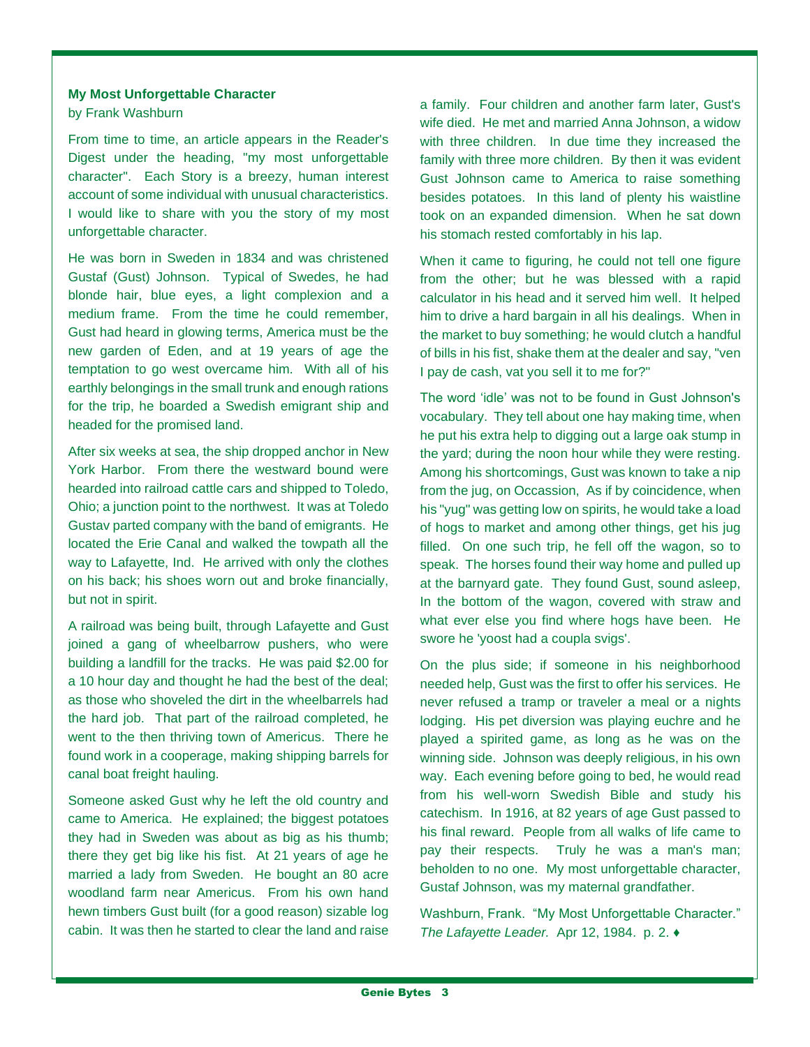**My Most Unforgettable Character**

by Frank Washburn

From time to time, an article appears in the Reader's Digest under the heading, "my most unforgettable character". Each Story is a breezy, human interest account of some individual with unusual characteristics. I would like to share with you the story of my most unforgettable character.

He was born in Sweden in 1834 and was christened Gustaf (Gust) Johnson. Typical of Swedes, he had blonde hair, blue eyes, a light complexion and a medium frame. From the time he could remember, Gust had heard in glowing terms, America must be the new garden of Eden, and at 19 years of age the temptation to go west overcame him. With all of his earthly belongings in the small trunk and enough rations for the trip, he boarded a Swedish emigrant ship and headed for the promised land.

After six weeks at sea, the ship dropped anchor in New York Harbor. From there the westward bound were hearded into railroad cattle cars and shipped to Toledo, Ohio; a junction point to the northwest. It was at Toledo Gustav parted company with the band of emigrants. He located the Erie Canal and walked the towpath all the way to Lafayette, Ind. He arrived with only the clothes on his back; his shoes worn out and broke financially, but not in spirit.

A railroad was being built, through Lafayette and Gust joined a gang of wheelbarrow pushers, who were building a landfill for the tracks. He was paid $2.00 for a 10 hour day and thought he had the best of the deal; as those who shoveled the dirt in the wheelbarrels had the hard job. That part of the railroad completed, he went to the then thriving town of Americus. There he found work in a cooperage, making shipping barrels for canal boat freight hauling.

Someone asked Gust why he left the old country and came to America. He explained; the biggest potatoes they had in Sweden was about as big as his thumb; there they get big like his fist. At 21 years of age he married a lady from Sweden. He bought an 80 acre woodland farm near Americus. From his own hand hewn timbers Gust built (for a good reason) sizable log cabin. It was then he started to clear the land and raise a family. Four children and another farm later, Gust's wife died. He met and married Anna Johnson, a widow with three children. In due time they increased the family with three more children. By then it was evident Gust Johnson came to America to raise something besides potatoes. In this land of plenty his waistline took on an expanded dimension. When he sat down his stomach rested comfortably in his lap.

When it came to figuring, he could not tell one figure from the other; but he was blessed with a rapid calculator in his head and it served him well. It helped him to drive a hard bargain in all his dealings. When in the market to buy something; he would clutch a handful of bills in his fist, shake them at the dealer and say, "ven I pay de cash, vat you sell it to me for?"

The word 'idle' was not to be found in Gust Johnson's vocabulary. They tell about one hay making time, when he put his extra help to digging out a large oak stump in the yard; during the noon hour while they were resting. Among his shortcomings, Gust was known to take a nip from the jug, on Occassion, As if by coincidence, when his "yug" was getting low on spirits, he would take a load of hogs to market and among other things, get his jug filled. On one such trip, he fell off the wagon, so to speak. The horses found their way home and pulled up at the barnyard gate. They found Gust, sound asleep, In the bottom of the wagon, covered with straw and what ever else you find where hogs have been. He swore he 'yoost had a coupla svigs'.

On the plus side; if someone in his neighborhood needed help, Gust was the first to offer his services. He never refused a tramp or traveler a meal or a nights lodging. His pet diversion was playing euchre and he played a spirited game, as long as he was on the winning side. Johnson was deeply religious, in his own way. Each evening before going to bed, he would read from his well-worn Swedish Bible and study his catechism. In 1916, at 82 years of age Gust passed to his final reward. People from all walks of life came to pay their respects. Truly he was a man's man; beholden to no one. My most unforgettable character, Gustaf Johnson, was my maternal grandfather.

Washburn, Frank. "My Most Unforgettable Character." *The Lafayette Leader.* Apr 12, 1984. p. 2. ♦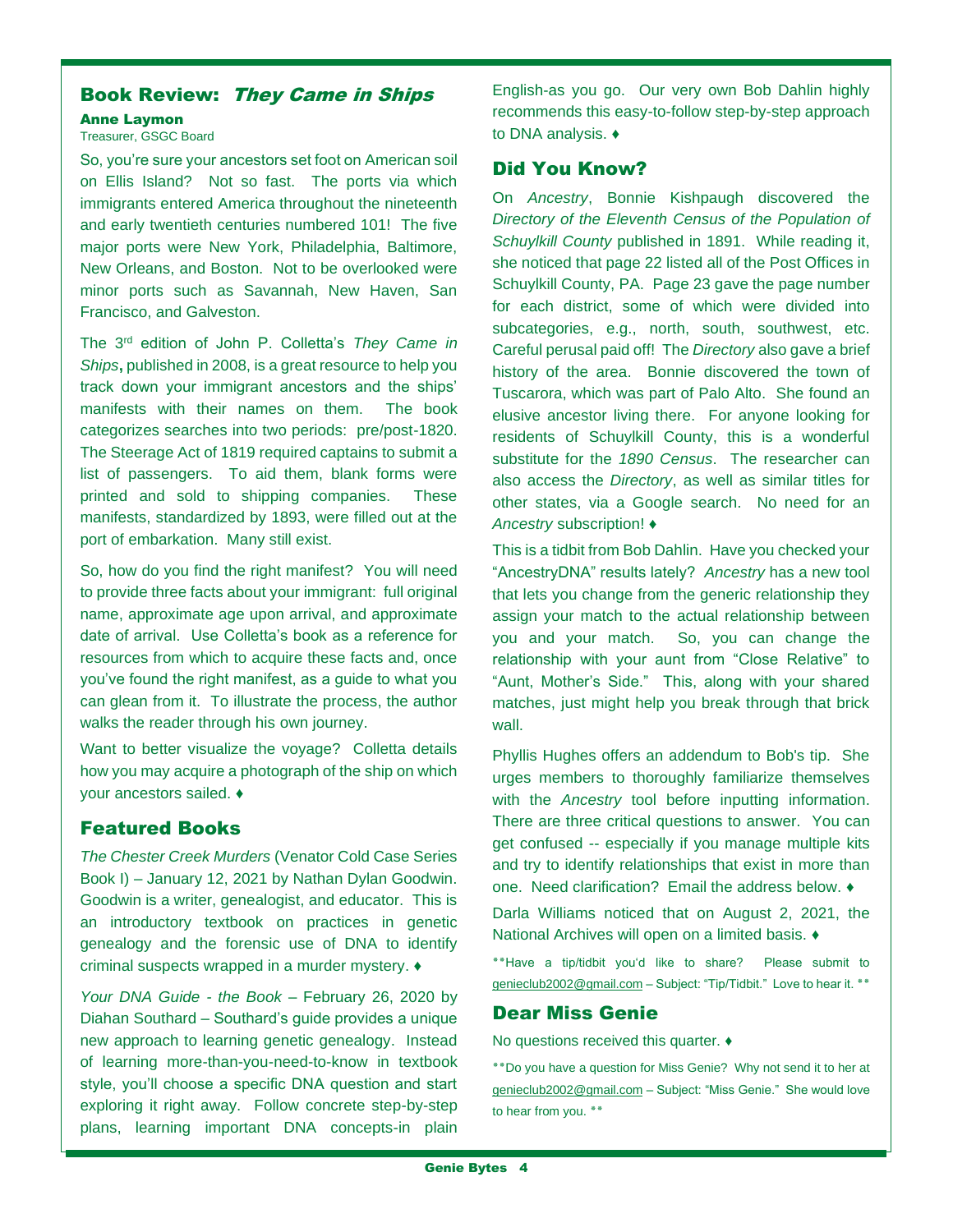## Book Review: *They Came in Ships*

**Anne Laymon**
Treasurer, GSGC Board

So, you're sure your ancestors set foot on American soil on Ellis Island? Not so fast. The ports via which immigrants entered America throughout the nineteenth and early twentieth centuries numbered 101! The five major ports were New York, Philadelphia, Baltimore, New Orleans, and Boston. Not to be overlooked were minor ports such as Savannah, New Haven, San Francisco, and Galveston.

The 3rd edition of John P. Colletta's *They Came in Ships***,** published in 2008, is a great resource to help you track down your immigrant ancestors and the ships' manifests with their names on them. The book categorizes searches into two periods: pre/post-1820. The Steerage Act of 1819 required captains to submit a list of passengers. To aid them, blank forms were printed and sold to shipping companies. These manifests, standardized by 1893, were filled out at the port of embarkation. Many still exist.

So, how do you find the right manifest? You will need to provide three facts about your immigrant: full original name, approximate age upon arrival, and approximate date of arrival. Use Colletta's book as a reference for resources from which to acquire these facts and, once you've found the right manifest, as a guide to what you can glean from it. To illustrate the process, the author walks the reader through his own journey.

Want to better visualize the voyage? Colletta details how you may acquire a photograph of the ship on which your ancestors sailed. ♦

## Featured Books

*The Chester Creek Murders* (Venator Cold Case Series Book I) – January 12, 2021 by Nathan Dylan Goodwin. Goodwin is a writer, genealogist, and educator. This is an introductory textbook on practices in genetic genealogy and the forensic use of DNA to identify criminal suspects wrapped in a murder mystery. ♦

*Your DNA Guide - the Book* – February 26, 2020 by Diahan Southard – Southard's guide provides a unique new approach to learning genetic genealogy. Instead of learning more-than-you-need-to-know in textbook style, you'll choose a specific DNA question and start exploring it right away. Follow concrete step-by-step plans, learning important DNA concepts-in plain English-as you go. Our very own Bob Dahlin highly recommends this easy-to-follow step-by-step approach to DNA analysis. ♦

## Did You Know?

On *Ancestry*, Bonnie Kishpaugh discovered the *Directory of the Eleventh Census of the Population of Schuylkill County* published in 1891. While reading it, she noticed that page 22 listed all of the Post Offices in Schuylkill County, PA. Page 23 gave the page number for each district, some of which were divided into subcategories, e.g., north, south, southwest, etc. Careful perusal paid off! The *Directory* also gave a brief history of the area. Bonnie discovered the town of Tuscarora, which was part of Palo Alto. She found an elusive ancestor living there. For anyone looking for residents of Schuylkill County, this is a wonderful substitute for the *1890 Census*. The researcher can also access the *Directory*, as well as similar titles for other states, via a Google search. No need for an *Ancestry* subscription! ♦

This is a tidbit from Bob Dahlin. Have you checked your "AncestryDNA" results lately? *Ancestry* has a new tool that lets you change from the generic relationship they assign your match to the actual relationship between you and your match. So, you can change the relationship with your aunt from "Close Relative" to "Aunt, Mother's Side." This, along with your shared matches, just might help you break through that brick wall.

Phyllis Hughes offers an addendum to Bob's tip. She urges members to thoroughly familiarize themselves with the *Ancestry* tool before inputting information. There are three critical questions to answer. You can get confused -- especially if you manage multiple kits and try to identify relationships that exist in more than one. Need clarification? Email the address below. ♦

Darla Williams noticed that on August 2, 2021, the National Archives will open on a limited basis. ♦

\*\*Have a tip/tidbit you'd like to share? Please submit to genieclub2002@gmail.com – Subject: "Tip/Tidbit." Love to hear it. \*\*

## Dear Miss Genie

No questions received this quarter. ♦

\*\*Do you have a question for Miss Genie? Why not send it to her at genieclub2002@gmail.com – Subject: "Miss Genie." She would love to hear from you. \*\*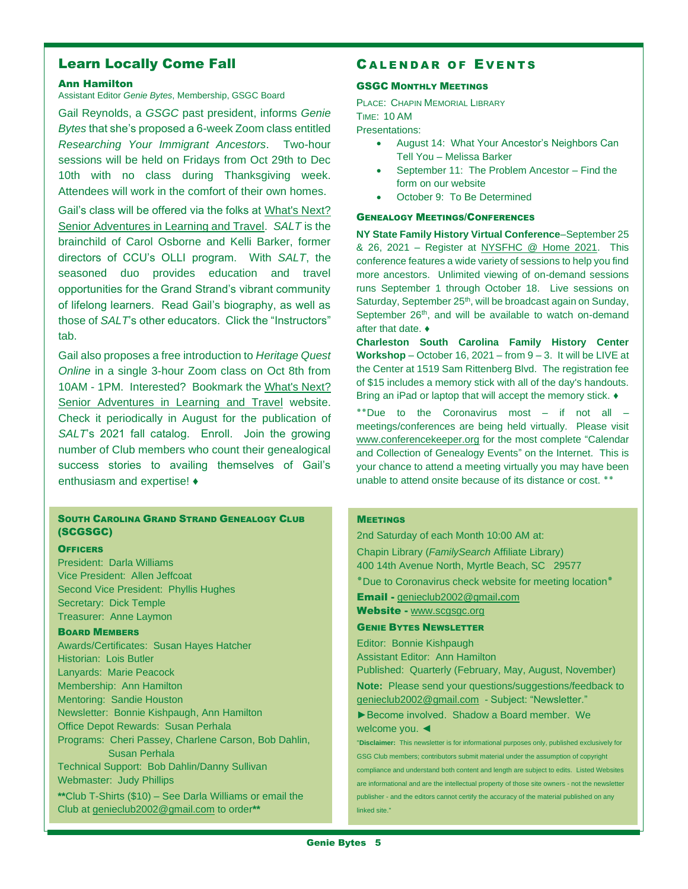## Learn Locally Come Fall

**Ann Hamilton**
Assistant Editor *Genie Bytes*, Membership, GSGC Board

Gail Reynolds, a *GSGC* past president, informs *Genie Bytes* that she's proposed a 6-week Zoom class entitled *Researching Your Immigrant Ancestors*. Two-hour sessions will be held on Fridays from Oct 29th to Dec 10th with no class during Thanksgiving week. Attendees will work in the comfort of their own homes.

Gail's class will be offered via the folks at What's Next? Senior Adventures in Learning and Travel. *SALT* is the brainchild of Carol Osborne and Kelli Barker, former directors of CCU's OLLI program. With *SALT*, the seasoned duo provides education and travel opportunities for the Grand Strand's vibrant community of lifelong learners. Read Gail's biography, as well as those of *SALT*'s other educators. Click the "Instructors" tab.

Gail also proposes a free introduction to *Heritage Quest Online* in a single 3-hour Zoom class on Oct 8th from 10AM - 1PM. Interested? Bookmark the What's Next? Senior Adventures in Learning and Travel website. Check it periodically in August for the publication of *SALT*'s 2021 fall catalog. Enroll. Join the growing number of Club members who count their genealogical success stories to availing themselves of Gail's enthusiasm and expertise! ♦

## Calendar of Events

### GSGC Monthly Meetings

Place: Chapin Memorial Library
Time: 10 AM
Presentations:

- August 14: What Your Ancestor's Neighbors Can Tell You – Melissa Barker
- September 11: The Problem Ancestor – Find the form on our website
- October 9: To Be Determined

### Genealogy Meetings/Conferences

**NY State Family History Virtual Conference**–September 25 & 26, 2021 – Register at NYSFHC @ Home 2021. This conference features a wide variety of sessions to help you find more ancestors. Unlimited viewing of on-demand sessions runs September 1 through October 18. Live sessions on Saturday, September 25th, will be broadcast again on Sunday, September 26th, and will be available to watch on-demand after that date. ♦

**Charleston South Carolina Family History Center Workshop** – October 16, 2021 – from 9 – 3. It will be LIVE at the Center at 1519 Sam Rittenberg Blvd. The registration fee of $15 includes a memory stick with all of the day's handouts. Bring an iPad or laptop that will accept the memory stick. ♦

**Due to the Coronavirus most – if not all – meetings/conferences are being held virtually. Please visit www.conferencekeeper.org for the most complete "Calendar and Collection of Genealogy Events" on the Internet. This is your chance to attend a meeting virtually you may have been unable to attend onsite because of its distance or cost. **

### South Carolina Grand Strand Genealogy Club (SCGSGC)

**Officers**

President: Darla Williams
Vice President: Allen Jeffcoat
Second Vice President: Phyllis Hughes
Secretary: Dick Temple
Treasurer: Anne Laymon

**Board Members**

Awards/Certificates: Susan Hayes Hatcher
Historian: Lois Butler
Lanyards: Marie Peacock
Membership: Ann Hamilton
Mentoring: Sandie Houston
Newsletter: Bonnie Kishpaugh, Ann Hamilton
Office Depot Rewards: Susan Perhala
Programs: Cheri Passey, Charlene Carson, Bob Dahlin, Susan Perhala
Technical Support: Bob Dahlin/Danny Sullivan
Webmaster: Judy Phillips

**Club T-Shirts ($10) – See Darla Williams or email the Club at genieclub2002@gmail.com to order**

### Meetings

2nd Saturday of each Month 10:00 AM at:

Chapin Library (*FamilySearch* Affiliate Library)
400 14th Avenue North, Myrtle Beach, SC 29577

*Due to Coronavirus check website for meeting location*

**Email -** genieclub2002@gmail.com
**Website -** www.scgsgc.org

### Genie Bytes Newsletter

Editor: Bonnie Kishpaugh
Assistant Editor: Ann Hamilton
Published: Quarterly (February, May, August, November)

**Note:** Please send your questions/suggestions/feedback to genieclub2002@gmail.com - Subject: "Newsletter."

►Become involved. Shadow a Board member. We welcome you. ◄

"**Disclaimer:** This newsletter is for informational purposes only, published exclusively for GSG Club members; contributors submit material under the assumption of copyright compliance and understand both content and length are subject to edits. Listed Websites are informational and are the intellectual property of those site owners - not the newsletter publisher - and the editors cannot certify the accuracy of the material published on any linked site."